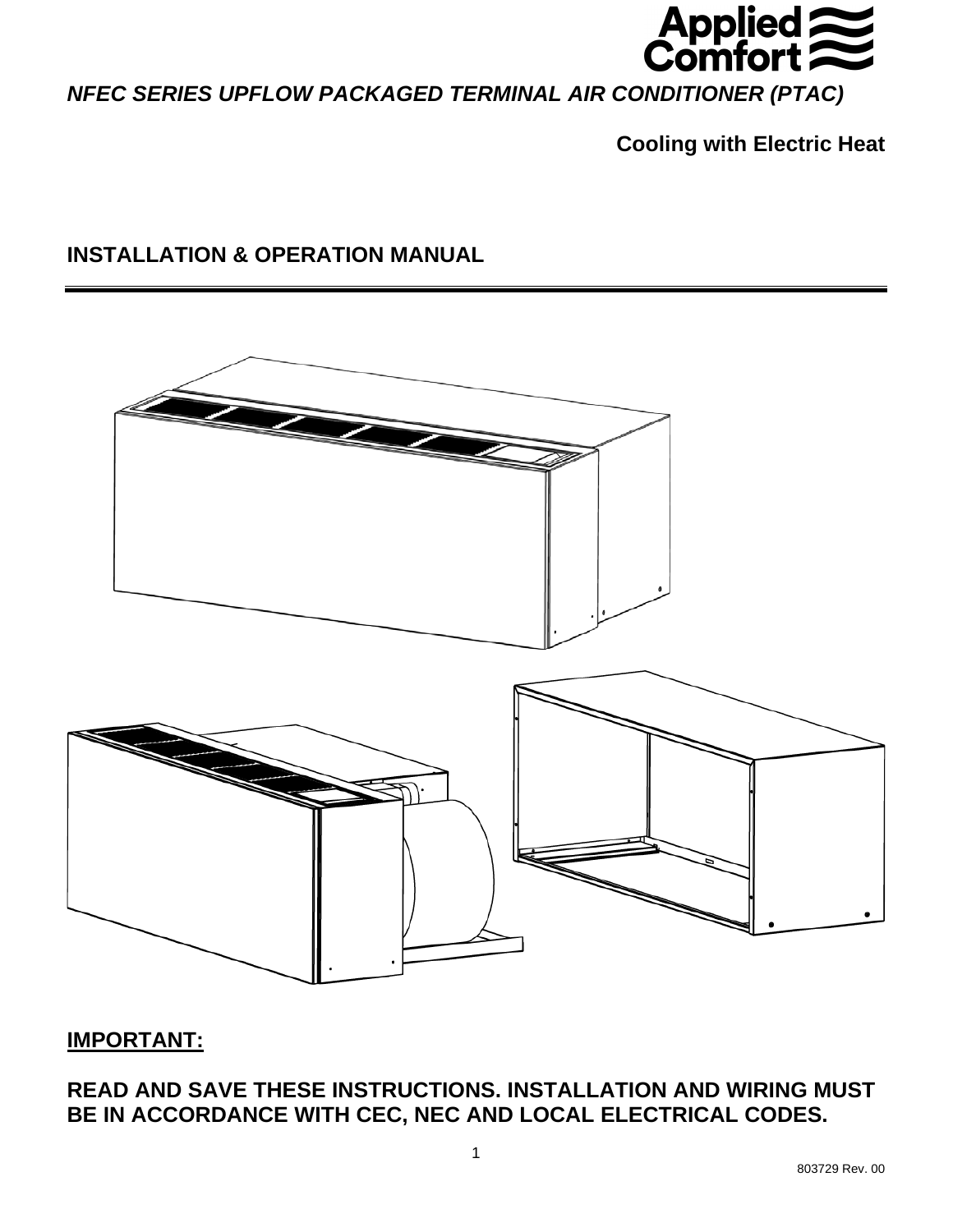Applied Comfort

# *NFEC SERIES UPFLOW PACKAGED TERMINAL AIR CONDITIONER (PTAC)*

**Cooling with Electric Heat**

## INSTALLATION & OPERATION MANUAL

---

**IMPORTANT:**

**READ AND SAVE THESE INSTRUCTIONS. INSTALLATION AND WIRING MUST BE IN ACCORDANCE WITH CEC, NEC AND LOCAL ELECTRICAL CODES.**

803729 Rev. 00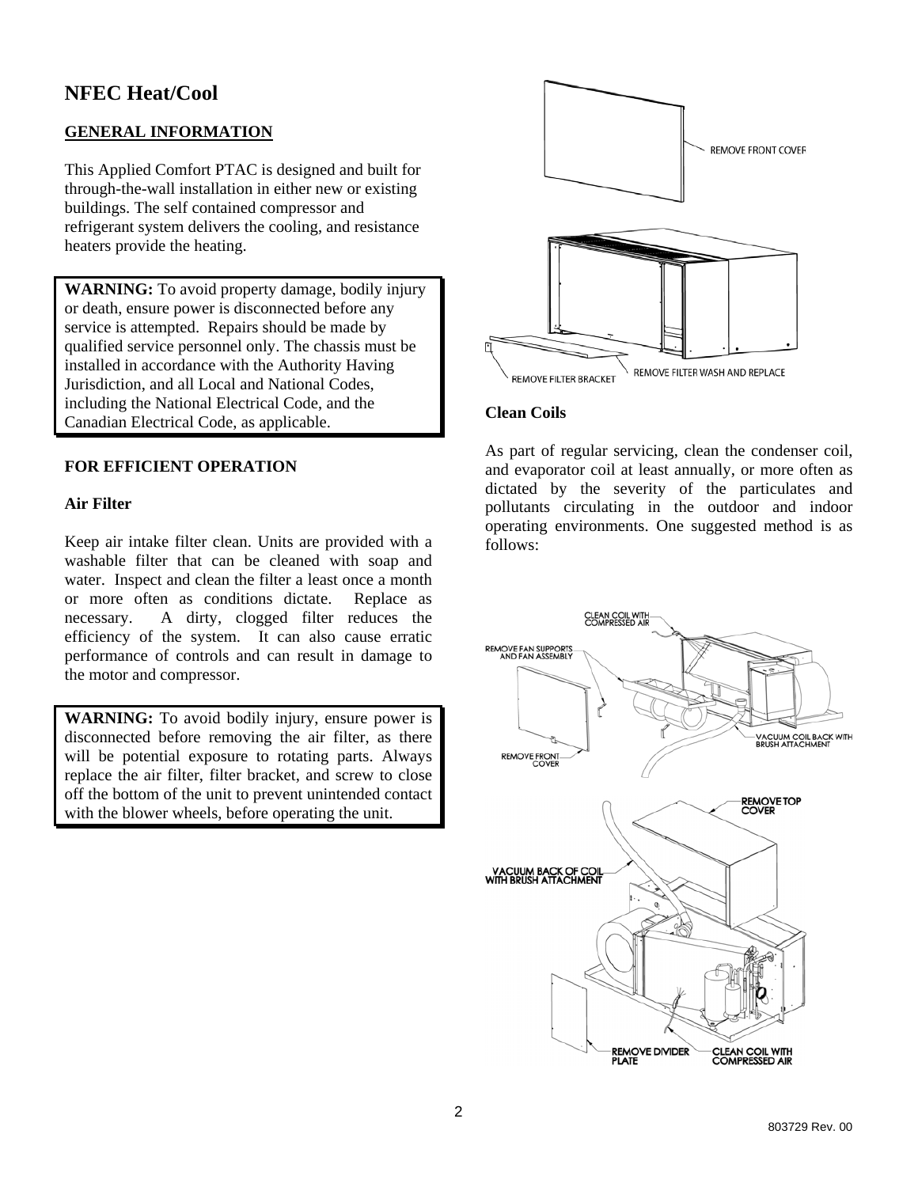# NFEC Heat/Cool

## GENERAL INFORMATION

This Applied Comfort PTAC is designed and built for through-the-wall installation in either new or existing buildings. The self contained compressor and refrigerant system delivers the cooling, and resistance heaters provide the heating.

**WARNING:** To avoid property damage, bodily injury or death, ensure power is disconnected before any service is attempted. Repairs should be made by qualified service personnel only. The chassis must be installed in accordance with the Authority Having Jurisdiction, and all Local and National Codes, including the National Electrical Code, and the Canadian Electrical Code, as applicable.

## FOR EFFICIENT OPERATION

### Air Filter

Keep air intake filter clean. Units are provided with a washable filter that can be cleaned with soap and water. Inspect and clean the filter a least once a month or more often as conditions dictate. Replace as necessary. A dirty, clogged filter reduces the efficiency of the system. It can also cause erratic performance of controls and can result in damage to the motor and compressor.

**WARNING:** To avoid bodily injury, ensure power is disconnected before removing the air filter, as there will be potential exposure to rotating parts. Always replace the air filter, filter bracket, and screw to close off the bottom of the unit to prevent unintended contact with the blower wheels, before operating the unit.

REMOVE FRONT COVER

REMOVE FILTER BRACKET

REMOVE FILTER WASH AND REPLACE

### Clean Coils

As part of regular servicing, clean the condenser coil, and evaporator coil at least annually, or more often as dictated by the severity of the particulates and pollutants circulating in the outdoor and indoor operating environments. One suggested method is as follows:

CLEAN COIL WITH COMPRESSED AIR

REMOVE FAN SUPPORTS AND FAN ASSEMBLY

REMOVE FRONT COVER

VACUUM COIL BACK WITH BRUSH ATTACHMENT

REMOVE TOP COVER

VACUUM BACK OF COIL WITH BRUSH ATTACHMENT

REMOVE DIVIDER PLATE

CLEAN COIL WITH COMPRESSED AIR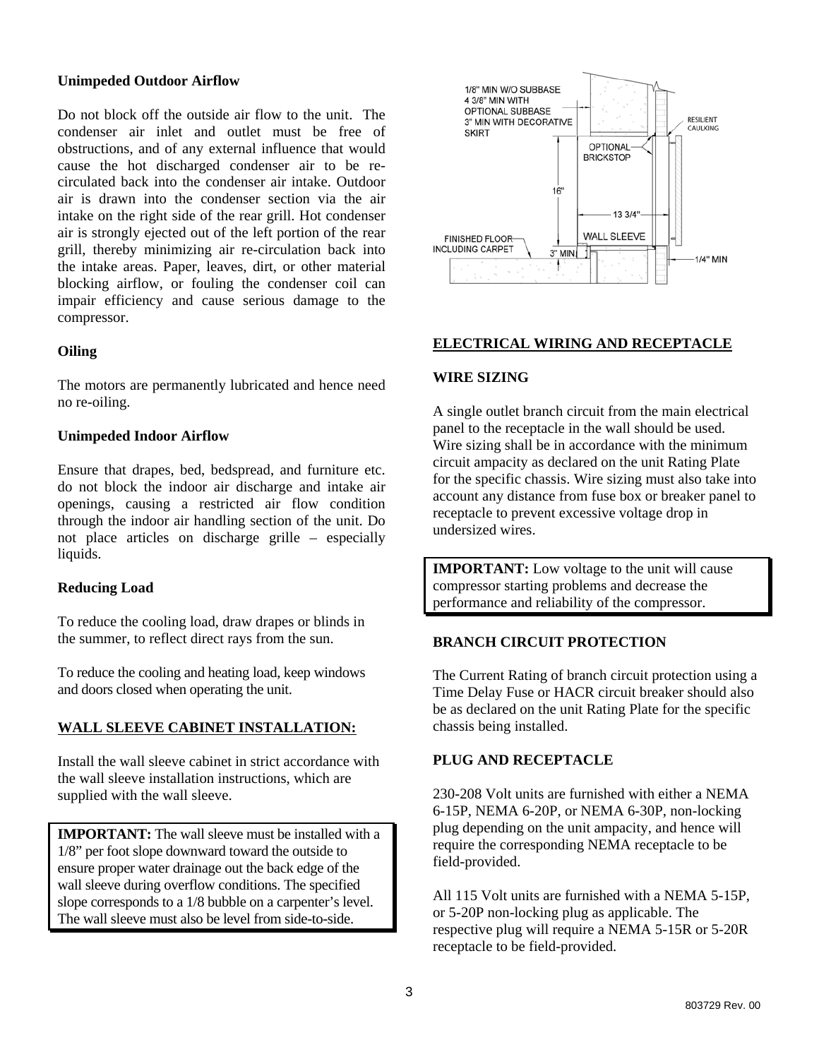**Unimpeded Outdoor Airflow**

Do not block off the outside air flow to the unit. The condenser air inlet and outlet must be free of obstructions, and of any external influence that would cause the hot discharged condenser air to be re-circulated back into the condenser air intake. Outdoor air is drawn into the condenser section via the air intake on the right side of the rear grill. Hot condenser air is strongly ejected out of the left portion of the rear grill, thereby minimizing air re-circulation back into the intake areas. Paper, leaves, dirt, or other material blocking airflow, or fouling the condenser coil can impair efficiency and cause serious damage to the compressor.

**Oiling**

The motors are permanently lubricated and hence need no re-oiling.

**Unimpeded Indoor Airflow**

Ensure that drapes, bed, bedspread, and furniture etc. do not block the indoor air discharge and intake air openings, causing a restricted air flow condition through the indoor air handling section of the unit. Do not place articles on discharge grille – especially liquids.

**Reducing Load**

To reduce the cooling load, draw drapes or blinds in the summer, to reflect direct rays from the sun.

To reduce the cooling and heating load, keep windows and doors closed when operating the unit.

## WALL SLEEVE CABINET INSTALLATION:

Install the wall sleeve cabinet in strict accordance with the wall sleeve installation instructions, which are supplied with the wall sleeve.

> **IMPORTANT:** The wall sleeve must be installed with a 1/8" per foot slope downward toward the outside to ensure proper water drainage out the back edge of the wall sleeve during overflow conditions. The specified slope corresponds to a 1/8 bubble on a carpenter's level. The wall sleeve must also be level from side-to-side.

1/8" MIN W/O SUBBASE
4 3/8" MIN WITH OPTIONAL SUBBASE
3" MIN WITH DECORATIVE SKIRT

RESILIENT CAULKING

OPTIONAL BRICKSTOP

16"

13 3/4"

WALL SLEEVE

FINISHED FLOOR INCLUDING CARPET

3" MIN

1/4" MIN

## ELECTRICAL WIRING AND RECEPTACLE

**WIRE SIZING**

A single outlet branch circuit from the main electrical panel to the receptacle in the wall should be used. Wire sizing shall be in accordance with the minimum circuit ampacity as declared on the unit Rating Plate for the specific chassis. Wire sizing must also take into account any distance from fuse box or breaker panel to receptacle to prevent excessive voltage drop in undersized wires.

> **IMPORTANT:** Low voltage to the unit will cause compressor starting problems and decrease the performance and reliability of the compressor.

**BRANCH CIRCUIT PROTECTION**

The Current Rating of branch circuit protection using a Time Delay Fuse or HACR circuit breaker should also be as declared on the unit Rating Plate for the specific chassis being installed.

**PLUG AND RECEPTACLE**

230-208 Volt units are furnished with either a NEMA 6-15P, NEMA 6-20P, or NEMA 6-30P, non-locking plug depending on the unit ampacity, and hence will require the corresponding NEMA receptacle to be field-provided.

All 115 Volt units are furnished with a NEMA 5-15P, or 5-20P non-locking plug as applicable. The respective plug will require a NEMA 5-15R or 5-20R receptacle to be field-provided.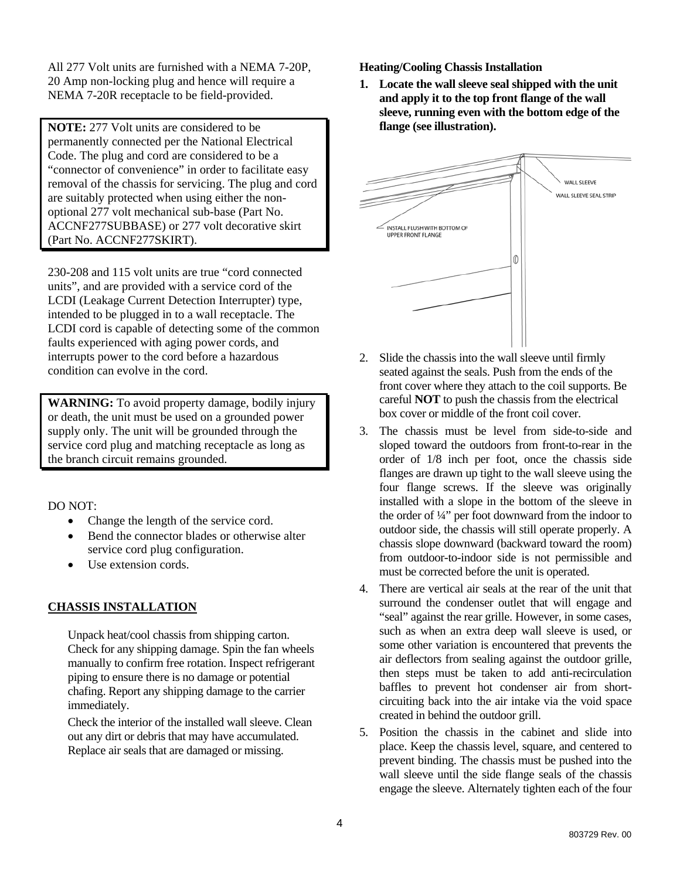All 277 Volt units are furnished with a NEMA 7-20P, 20 Amp non-locking plug and hence will require a NEMA 7-20R receptacle to be field-provided.

**NOTE:** 277 Volt units are considered to be permanently connected per the National Electrical Code. The plug and cord are considered to be a "connector of convenience" in order to facilitate easy removal of the chassis for servicing. The plug and cord are suitably protected when using either the non-optional 277 volt mechanical sub-base (Part No. ACCNF277SUBBASE) or 277 volt decorative skirt (Part No. ACCNF277SKIRT).

230-208 and 115 volt units are true "cord connected units", and are provided with a service cord of the LCDI (Leakage Current Detection Interrupter) type, intended to be plugged in to a wall receptacle. The LCDI cord is capable of detecting some of the common faults experienced with aging power cords, and interrupts power to the cord before a hazardous condition can evolve in the cord.

**WARNING:** To avoid property damage, bodily injury or death, the unit must be used on a grounded power supply only. The unit will be grounded through the service cord plug and matching receptacle as long as the branch circuit remains grounded.

DO NOT:

- Change the length of the service cord.
- Bend the connector blades or otherwise alter service cord plug configuration.
- Use extension cords.

## CHASSIS INSTALLATION

Unpack heat/cool chassis from shipping carton. Check for any shipping damage. Spin the fan wheels manually to confirm free rotation. Inspect refrigerant piping to ensure there is no damage or potential chafing. Report any shipping damage to the carrier immediately.

Check the interior of the installed wall sleeve. Clean out any dirt or debris that may have accumulated. Replace air seals that are damaged or missing.

### Heating/Cooling Chassis Installation

1. **Locate the wall sleeve seal shipped with the unit and apply it to the top front flange of the wall sleeve, running even with the bottom edge of the flange (see illustration).**

WALL SLEEVE

WALL SLEEVE SEAL STRIP

INSTALL FLUSH WITH BOTTOM OF UPPER FRONT FLANGE

2. Slide the chassis into the wall sleeve until firmly seated against the seals. Push from the ends of the front cover where they attach to the coil supports. Be careful **NOT** to push the chassis from the electrical box cover or middle of the front coil cover.
3. The chassis must be level from side-to-side and sloped toward the outdoors from front-to-rear in the order of 1/8 inch per foot, once the chassis side flanges are drawn up tight to the wall sleeve using the four flange screws. If the sleeve was originally installed with a slope in the bottom of the sleeve in the order of ¼" per foot downward from the indoor to outdoor side, the chassis will still operate properly. A chassis slope downward (backward toward the room) from outdoor-to-indoor side is not permissible and must be corrected before the unit is operated.
4. There are vertical air seals at the rear of the unit that surround the condenser outlet that will engage and "seal" against the rear grille. However, in some cases, such as when an extra deep wall sleeve is used, or some other variation is encountered that prevents the air deflectors from sealing against the outdoor grille, then steps must be taken to add anti-recirculation baffles to prevent hot condenser air from short-circuiting back into the air intake via the void space created in behind the outdoor grill.
5. Position the chassis in the cabinet and slide into place. Keep the chassis level, square, and centered to prevent binding. The chassis must be pushed into the wall sleeve until the side flange seals of the chassis engage the sleeve. Alternately tighten each of the four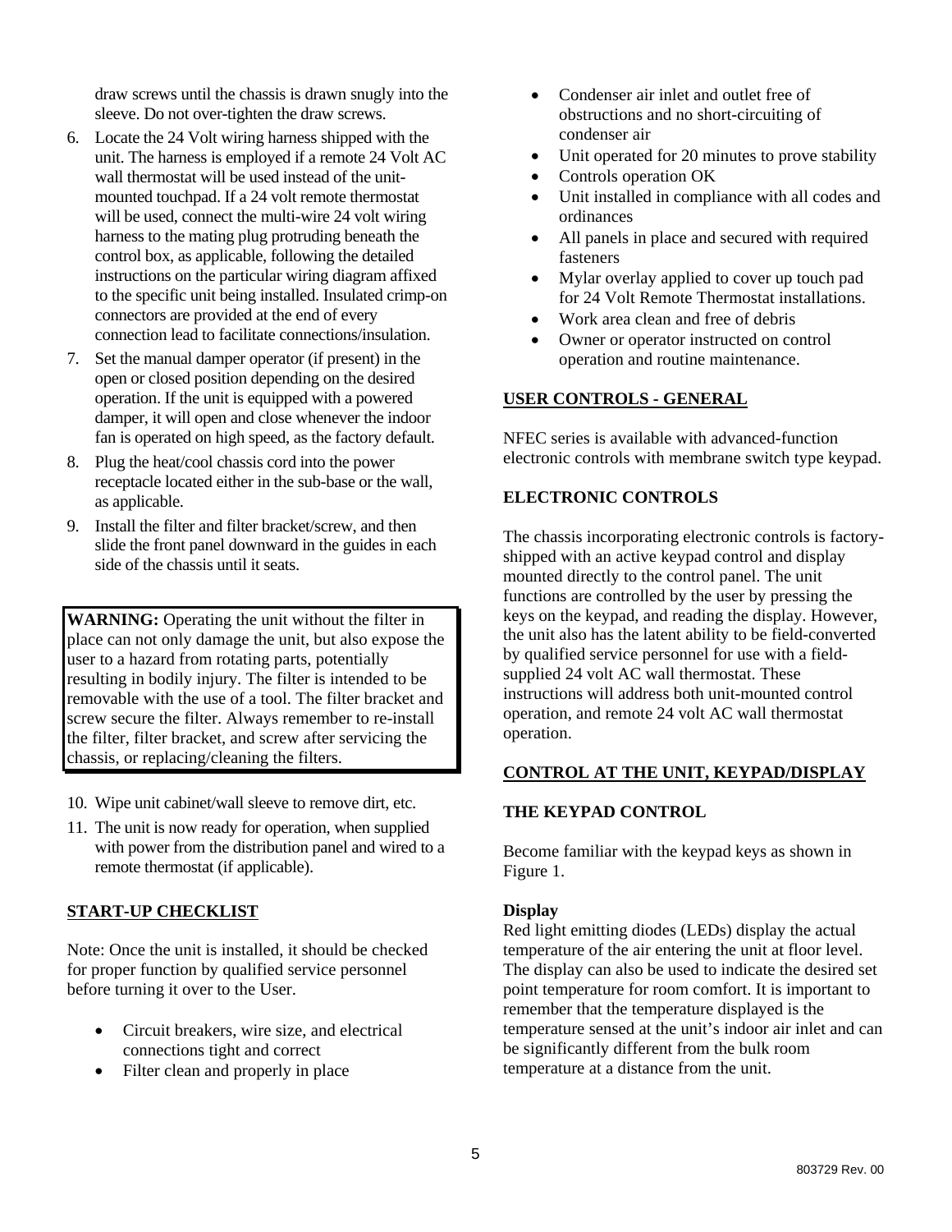draw screws until the chassis is drawn snugly into the sleeve. Do not over-tighten the draw screws.

6. Locate the 24 Volt wiring harness shipped with the unit. The harness is employed if a remote 24 Volt AC wall thermostat will be used instead of the unit-mounted touchpad. If a 24 volt remote thermostat will be used, connect the multi-wire 24 volt wiring harness to the mating plug protruding beneath the control box, as applicable, following the detailed instructions on the particular wiring diagram affixed to the specific unit being installed. Insulated crimp-on connectors are provided at the end of every connection lead to facilitate connections/insulation.
7. Set the manual damper operator (if present) in the open or closed position depending on the desired operation. If the unit is equipped with a powered damper, it will open and close whenever the indoor fan is operated on high speed, as the factory default.
8. Plug the heat/cool chassis cord into the power receptacle located either in the sub-base or the wall, as applicable.
9. Install the filter and filter bracket/screw, and then slide the front panel downward in the guides in each side of the chassis until it seats.

> **WARNING:** Operating the unit without the filter in place can not only damage the unit, but also expose the user to a hazard from rotating parts, potentially resulting in bodily injury. The filter is intended to be removable with the use of a tool. The filter bracket and screw secure the filter. Always remember to re-install the filter, filter bracket, and screw after servicing the chassis, or replacing/cleaning the filters.

10. Wipe unit cabinet/wall sleeve to remove dirt, etc.
11. The unit is now ready for operation, when supplied with power from the distribution panel and wired to a remote thermostat (if applicable).

## START-UP CHECKLIST

Note: Once the unit is installed, it should be checked for proper function by qualified service personnel before turning it over to the User.

- Circuit breakers, wire size, and electrical connections tight and correct
- Filter clean and properly in place
- Condenser air inlet and outlet free of obstructions and no short-circuiting of condenser air
- Unit operated for 20 minutes to prove stability
- Controls operation OK
- Unit installed in compliance with all codes and ordinances
- All panels in place and secured with required fasteners
- Mylar overlay applied to cover up touch pad for 24 Volt Remote Thermostat installations.
- Work area clean and free of debris
- Owner or operator instructed on control operation and routine maintenance.

## USER CONTROLS - GENERAL

NFEC series is available with advanced-function electronic controls with membrane switch type keypad.

### ELECTRONIC CONTROLS

The chassis incorporating electronic controls is factory-shipped with an active keypad control and display mounted directly to the control panel. The unit functions are controlled by the user by pressing the keys on the keypad, and reading the display. However, the unit also has the latent ability to be field-converted by qualified service personnel for use with a field-supplied 24 volt AC wall thermostat. These instructions will address both unit-mounted control operation, and remote 24 volt AC wall thermostat operation.

## CONTROL AT THE UNIT, KEYPAD/DISPLAY

### THE KEYPAD CONTROL

Become familiar with the keypad keys as shown in Figure 1.

**Display**

Red light emitting diodes (LEDs) display the actual temperature of the air entering the unit at floor level. The display can also be used to indicate the desired set point temperature for room comfort. It is important to remember that the temperature displayed is the temperature sensed at the unit's indoor air inlet and can be significantly different from the bulk room temperature at a distance from the unit.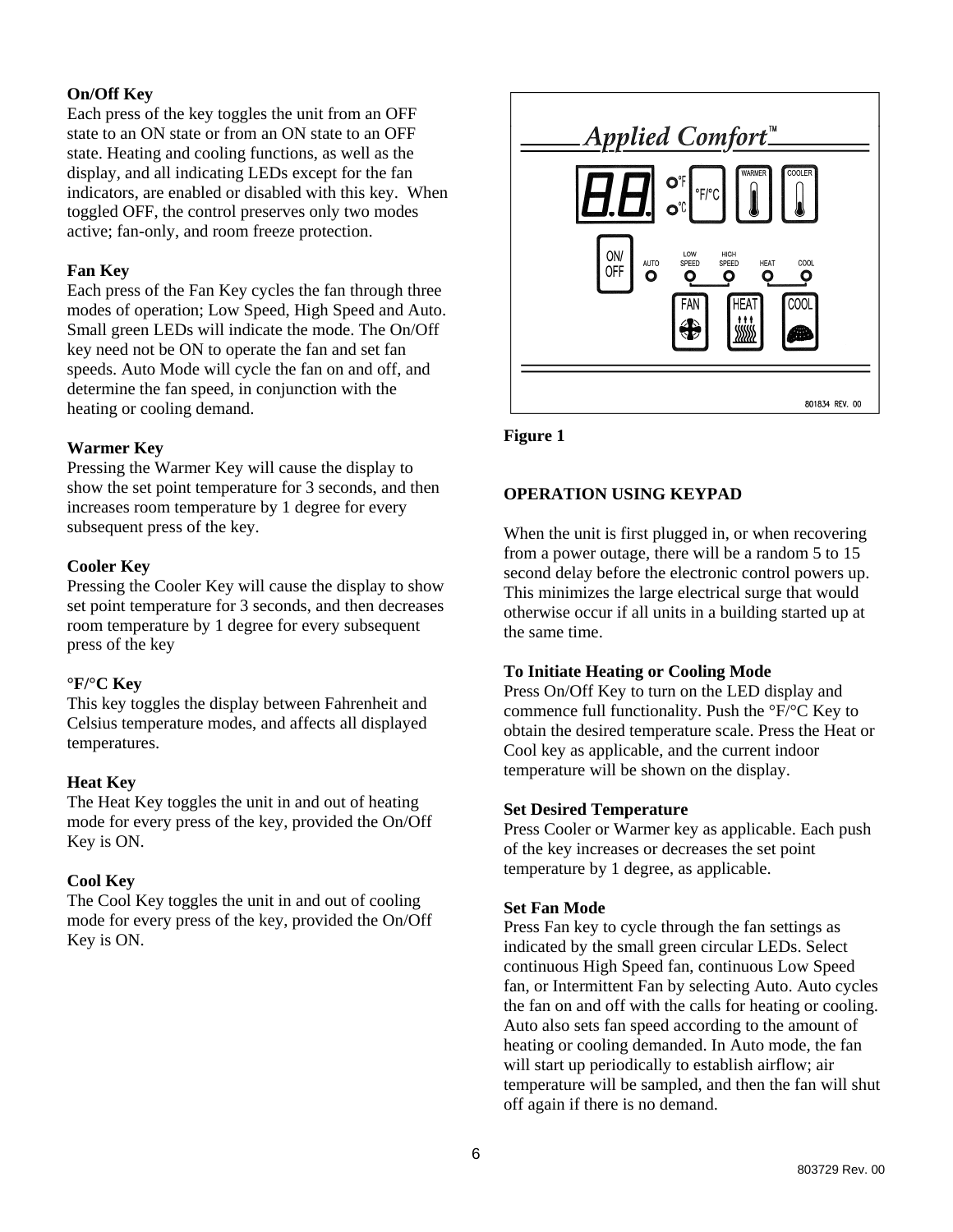**On/Off Key**
Each press of the key toggles the unit from an OFF state to an ON state or from an ON state to an OFF state. Heating and cooling functions, as well as the display, and all indicating LEDs except for the fan indicators, are enabled or disabled with this key. When toggled OFF, the control preserves only two modes active; fan-only, and room freeze protection.

**Fan Key**
Each press of the Fan Key cycles the fan through three modes of operation; Low Speed, High Speed and Auto. Small green LEDs will indicate the mode. The On/Off key need not be ON to operate the fan and set fan speeds. Auto Mode will cycle the fan on and off, and determine the fan speed, in conjunction with the heating or cooling demand.

**Warmer Key**
Pressing the Warmer Key will cause the display to show the set point temperature for 3 seconds, and then increases room temperature by 1 degree for every subsequent press of the key.

**Cooler Key**
Pressing the Cooler Key will cause the display to show set point temperature for 3 seconds, and then decreases room temperature by 1 degree for every subsequent press of the key

**°F/°C Key**
This key toggles the display between Fahrenheit and Celsius temperature modes, and affects all displayed temperatures.

**Heat Key**
The Heat Key toggles the unit in and out of heating mode for every press of the key, provided the On/Off Key is ON.

**Cool Key**
The Cool Key toggles the unit in and out of cooling mode for every press of the key, provided the On/Off Key is ON.

**Figure 1**

**OPERATION USING KEYPAD**

When the unit is first plugged in, or when recovering from a power outage, there will be a random 5 to 15 second delay before the electronic control powers up. This minimizes the large electrical surge that would otherwise occur if all units in a building started up at the same time.

**To Initiate Heating or Cooling Mode**
Press On/Off Key to turn on the LED display and commence full functionality. Push the °F/°C Key to obtain the desired temperature scale. Press the Heat or Cool key as applicable, and the current indoor temperature will be shown on the display.

**Set Desired Temperature**
Press Cooler or Warmer key as applicable. Each push of the key increases or decreases the set point temperature by 1 degree, as applicable.

**Set Fan Mode**
Press Fan key to cycle through the fan settings as indicated by the small green circular LEDs. Select continuous High Speed fan, continuous Low Speed fan, or Intermittent Fan by selecting Auto. Auto cycles the fan on and off with the calls for heating or cooling. Auto also sets fan speed according to the amount of heating or cooling demanded. In Auto mode, the fan will start up periodically to establish airflow; air temperature will be sampled, and then the fan will shut off again if there is no demand.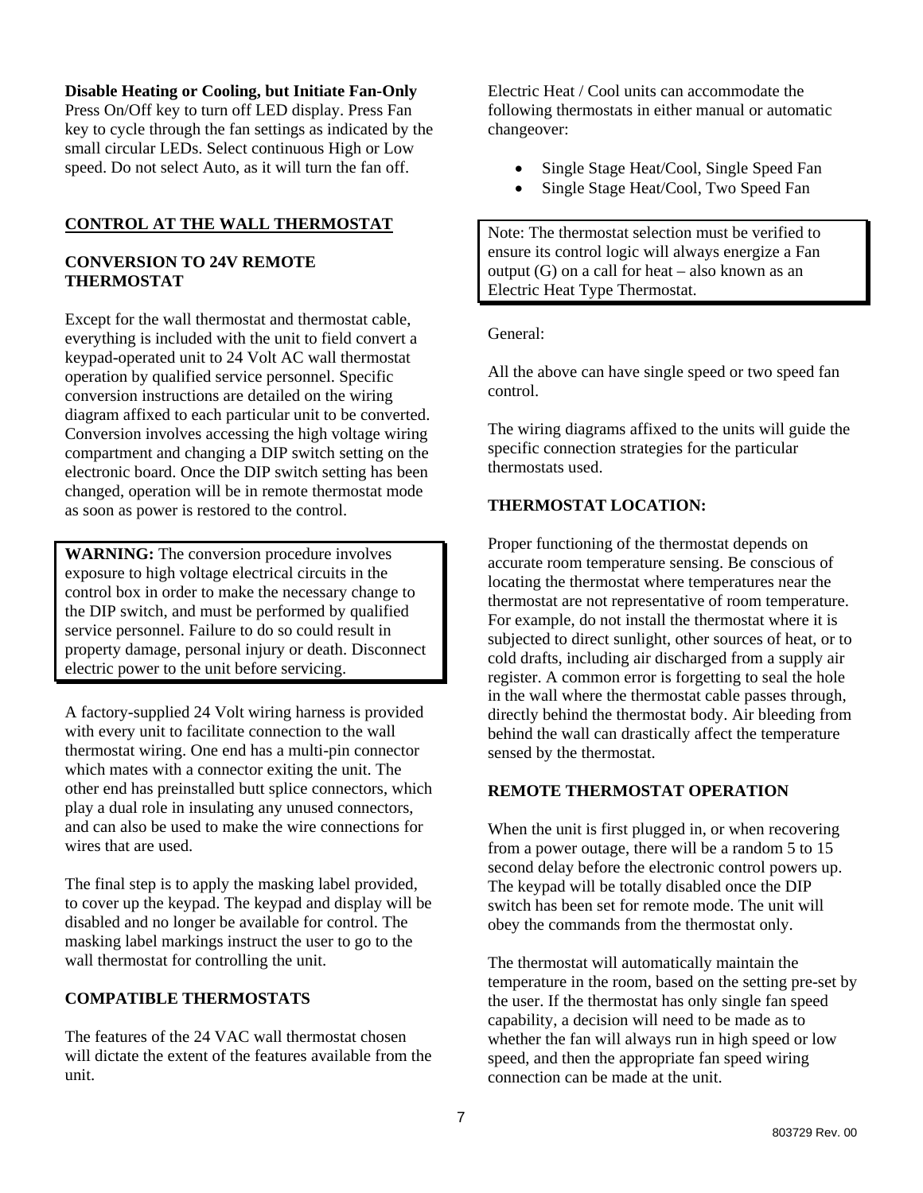**Disable Heating or Cooling, but Initiate Fan-Only**
Press On/Off key to turn off LED display. Press Fan key to cycle through the fan settings as indicated by the small circular LEDs. Select continuous High or Low speed. Do not select Auto, as it will turn the fan off.

## CONTROL AT THE WALL THERMOSTAT

### CONVERSION TO 24V REMOTE THERMOSTAT

Except for the wall thermostat and thermostat cable, everything is included with the unit to field convert a keypad-operated unit to 24 Volt AC wall thermostat operation by qualified service personnel. Specific conversion instructions are detailed on the wiring diagram affixed to each particular unit to be converted. Conversion involves accessing the high voltage wiring compartment and changing a DIP switch setting on the electronic board. Once the DIP switch setting has been changed, operation will be in remote thermostat mode as soon as power is restored to the control.

> **WARNING:** The conversion procedure involves exposure to high voltage electrical circuits in the control box in order to make the necessary change to the DIP switch, and must be performed by qualified service personnel. Failure to do so could result in property damage, personal injury or death. Disconnect electric power to the unit before servicing.

A factory-supplied 24 Volt wiring harness is provided with every unit to facilitate connection to the wall thermostat wiring. One end has a multi-pin connector which mates with a connector exiting the unit. The other end has preinstalled butt splice connectors, which play a dual role in insulating any unused connectors, and can also be used to make the wire connections for wires that are used.

The final step is to apply the masking label provided, to cover up the keypad. The keypad and display will be disabled and no longer be available for control. The masking label markings instruct the user to go to the wall thermostat for controlling the unit.

### COMPATIBLE THERMOSTATS

The features of the 24 VAC wall thermostat chosen will dictate the extent of the features available from the unit.

Electric Heat / Cool units can accommodate the following thermostats in either manual or automatic changeover:

- Single Stage Heat/Cool, Single Speed Fan
- Single Stage Heat/Cool, Two Speed Fan

> Note: The thermostat selection must be verified to ensure its control logic will always energize a Fan output (G) on a call for heat – also known as an Electric Heat Type Thermostat.

General:

All the above can have single speed or two speed fan control.

The wiring diagrams affixed to the units will guide the specific connection strategies for the particular thermostats used.

### THERMOSTAT LOCATION:

Proper functioning of the thermostat depends on accurate room temperature sensing. Be conscious of locating the thermostat where temperatures near the thermostat are not representative of room temperature. For example, do not install the thermostat where it is subjected to direct sunlight, other sources of heat, or to cold drafts, including air discharged from a supply air register. A common error is forgetting to seal the hole in the wall where the thermostat cable passes through, directly behind the thermostat body. Air bleeding from behind the wall can drastically affect the temperature sensed by the thermostat.

### REMOTE THERMOSTAT OPERATION

When the unit is first plugged in, or when recovering from a power outage, there will be a random 5 to 15 second delay before the electronic control powers up. The keypad will be totally disabled once the DIP switch has been set for remote mode. The unit will obey the commands from the thermostat only.

The thermostat will automatically maintain the temperature in the room, based on the setting pre-set by the user. If the thermostat has only single fan speed capability, a decision will need to be made as to whether the fan will always run in high speed or low speed, and then the appropriate fan speed wiring connection can be made at the unit.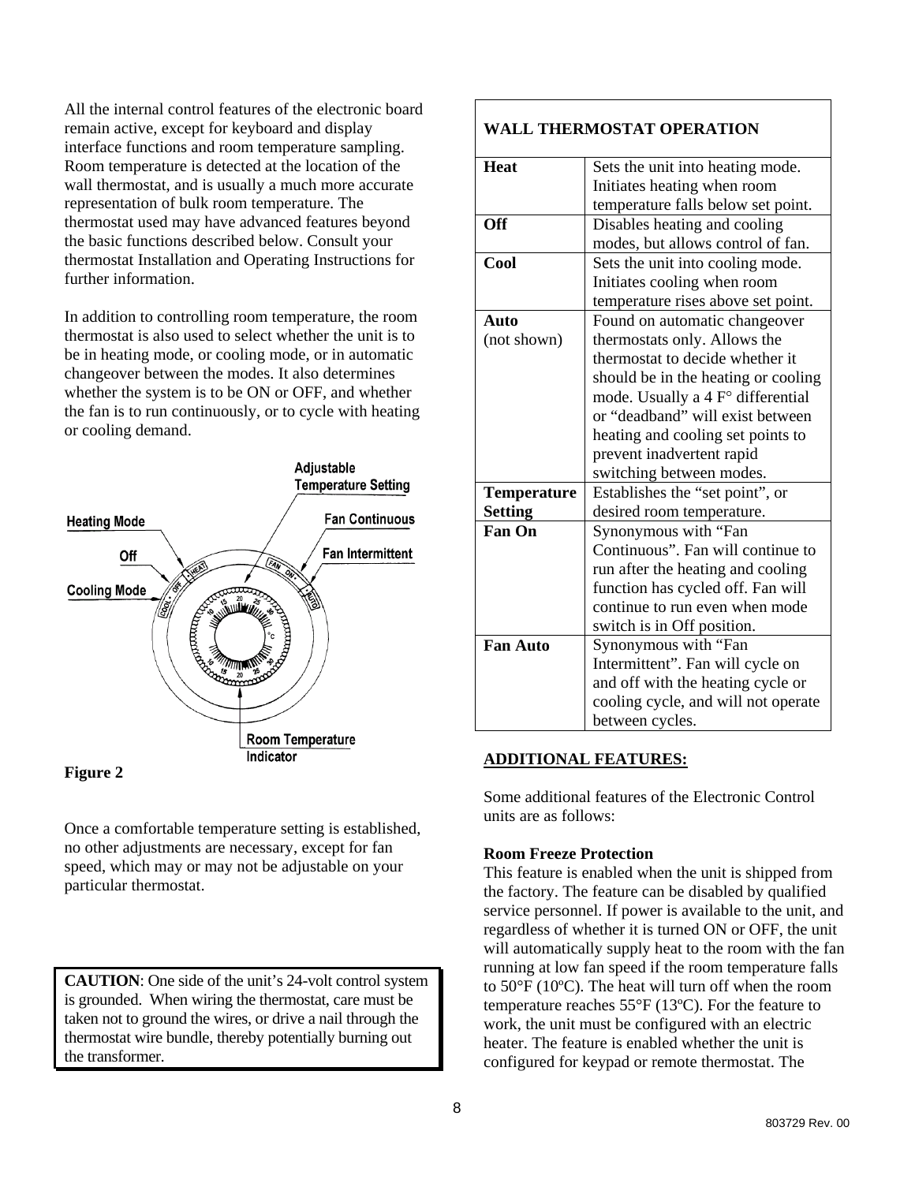All the internal control features of the electronic board remain active, except for keyboard and display interface functions and room temperature sampling. Room temperature is detected at the location of the wall thermostat, and is usually a much more accurate representation of bulk room temperature. The thermostat used may have advanced features beyond the basic functions described below. Consult your thermostat Installation and Operating Instructions for further information.

In addition to controlling room temperature, the room thermostat is also used to select whether the unit is to be in heating mode, or cooling mode, or in automatic changeover between the modes. It also determines whether the system is to be ON or OFF, and whether the fan is to run continuously, or to cycle with heating or cooling demand.

**Figure 2**

Once a comfortable temperature setting is established, no other adjustments are necessary, except for fan speed, which may or may not be adjustable on your particular thermostat.

**CAUTION**: One side of the unit's 24-volt control system is grounded. When wiring the thermostat, care must be taken not to ground the wires, or drive a nail through the thermostat wire bundle, thereby potentially burning out the transformer.

| WALL THERMOSTAT OPERATION | |
|---|---|
| **Heat** | Sets the unit into heating mode. Initiates heating when room temperature falls below set point. |
| **Off** | Disables heating and cooling modes, but allows control of fan. |
| **Cool** | Sets the unit into cooling mode. Initiates cooling when room temperature rises above set point. |
| **Auto** (not shown) | Found on automatic changeover thermostats only. Allows the thermostat to decide whether it should be in the heating or cooling mode. Usually a 4 F° differential or "deadband" will exist between heating and cooling set points to prevent inadvertent rapid switching between modes. |
| **Temperature Setting** | Establishes the "set point", or desired room temperature. |
| **Fan On** | Synonymous with "Fan Continuous". Fan will continue to run after the heating and cooling function has cycled off. Fan will continue to run even when mode switch is in Off position. |
| **Fan Auto** | Synonymous with "Fan Intermittent". Fan will cycle on and off with the heating cycle or cooling cycle, and will not operate between cycles. |

**ADDITIONAL FEATURES:**

Some additional features of the Electronic Control units are as follows:

**Room Freeze Protection**

This feature is enabled when the unit is shipped from the factory. The feature can be disabled by qualified service personnel. If power is available to the unit, and regardless of whether it is turned ON or OFF, the unit will automatically supply heat to the room with the fan running at low fan speed if the room temperature falls to 50°F (10ºC). The heat will turn off when the room temperature reaches 55°F (13ºC). For the feature to work, the unit must be configured with an electric heater. The feature is enabled whether the unit is configured for keypad or remote thermostat. The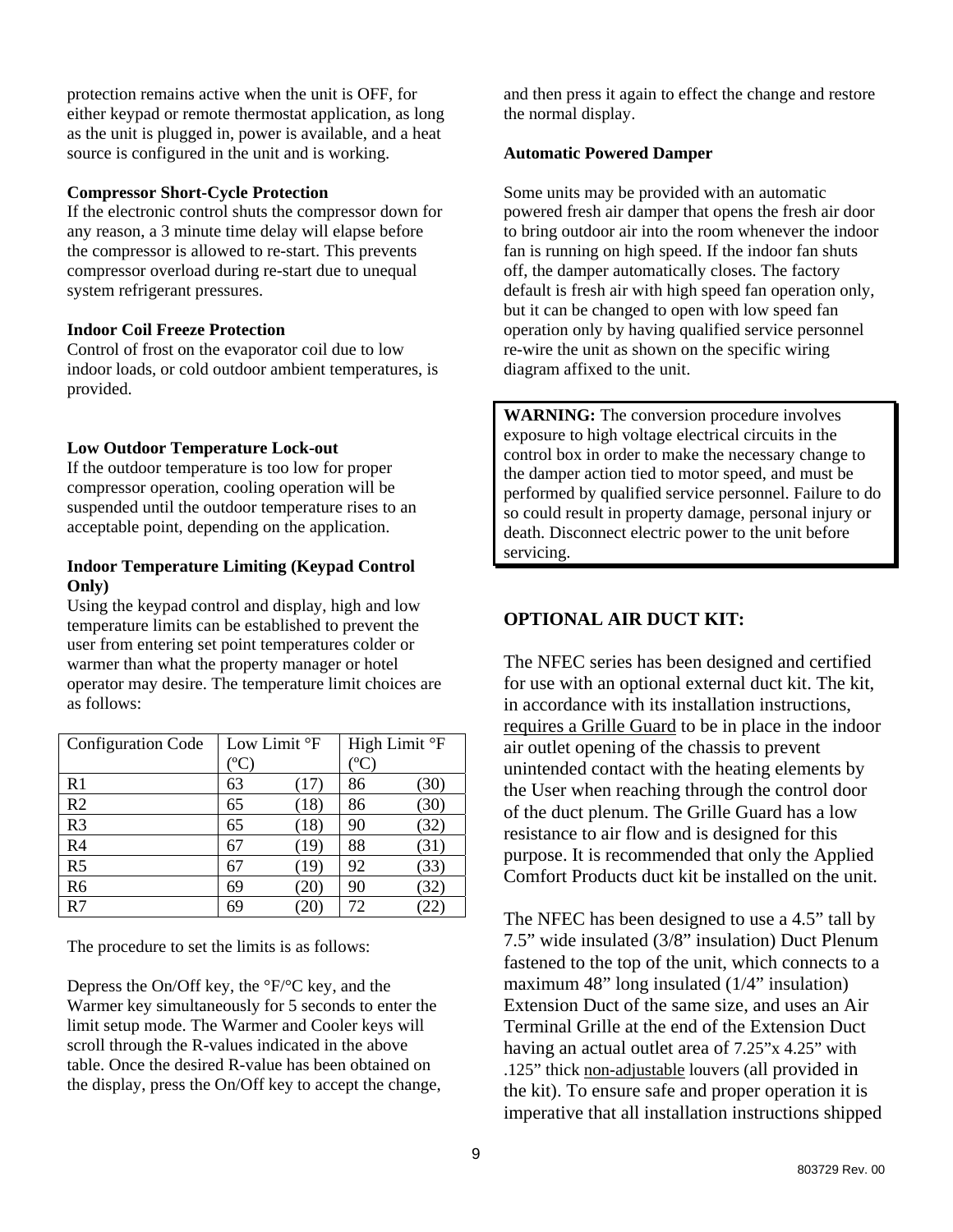protection remains active when the unit is OFF, for either keypad or remote thermostat application, as long as the unit is plugged in, power is available, and a heat source is configured in the unit and is working.

**Compressor Short-Cycle Protection**

If the electronic control shuts the compressor down for any reason, a 3 minute time delay will elapse before the compressor is allowed to re-start. This prevents compressor overload during re-start due to unequal system refrigerant pressures.

**Indoor Coil Freeze Protection**

Control of frost on the evaporator coil due to low indoor loads, or cold outdoor ambient temperatures, is provided.

**Low Outdoor Temperature Lock-out**

If the outdoor temperature is too low for proper compressor operation, cooling operation will be suspended until the outdoor temperature rises to an acceptable point, depending on the application.

**Indoor Temperature Limiting (Keypad Control Only)**

Using the keypad control and display, high and low temperature limits can be established to prevent the user from entering set point temperatures colder or warmer than what the property manager or hotel operator may desire. The temperature limit choices are as follows:

| Configuration Code | Low Limit °F (ºC) | High Limit °F (ºC) |
|---|---|---|
| R1 | 63 (17) | 86 (30) |
| R2 | 65 (18) | 86 (30) |
| R3 | 65 (18) | 90 (32) |
| R4 | 67 (19) | 88 (31) |
| R5 | 67 (19) | 92 (33) |
| R6 | 69 (20) | 90 (32) |
| R7 | 69 (20) | 72 (22) |

The procedure to set the limits is as follows:

Depress the On/Off key, the °F/°C key, and the Warmer key simultaneously for 5 seconds to enter the limit setup mode. The Warmer and Cooler keys will scroll through the R-values indicated in the above table. Once the desired R-value has been obtained on the display, press the On/Off key to accept the change, and then press it again to effect the change and restore the normal display.

**Automatic Powered Damper**

Some units may be provided with an automatic powered fresh air damper that opens the fresh air door to bring outdoor air into the room whenever the indoor fan is running on high speed. If the indoor fan shuts off, the damper automatically closes. The factory default is fresh air with high speed fan operation only, but it can be changed to open with low speed fan operation only by having qualified service personnel re-wire the unit as shown on the specific wiring diagram affixed to the unit.

**WARNING:** The conversion procedure involves exposure to high voltage electrical circuits in the control box in order to make the necessary change to the damper action tied to motor speed, and must be performed by qualified service personnel. Failure to do so could result in property damage, personal injury or death. Disconnect electric power to the unit before servicing.

## OPTIONAL AIR DUCT KIT:

The NFEC series has been designed and certified for use with an optional external duct kit. The kit, in accordance with its installation instructions, requires a Grille Guard to be in place in the indoor air outlet opening of the chassis to prevent unintended contact with the heating elements by the User when reaching through the control door of the duct plenum. The Grille Guard has a low resistance to air flow and is designed for this purpose. It is recommended that only the Applied Comfort Products duct kit be installed on the unit.

The NFEC has been designed to use a 4.5" tall by 7.5" wide insulated (3/8" insulation) Duct Plenum fastened to the top of the unit, which connects to a maximum 48" long insulated (1/4" insulation) Extension Duct of the same size, and uses an Air Terminal Grille at the end of the Extension Duct having an actual outlet area of 7.25"x 4.25" with .125" thick non-adjustable louvers (all provided in the kit). To ensure safe and proper operation it is imperative that all installation instructions shipped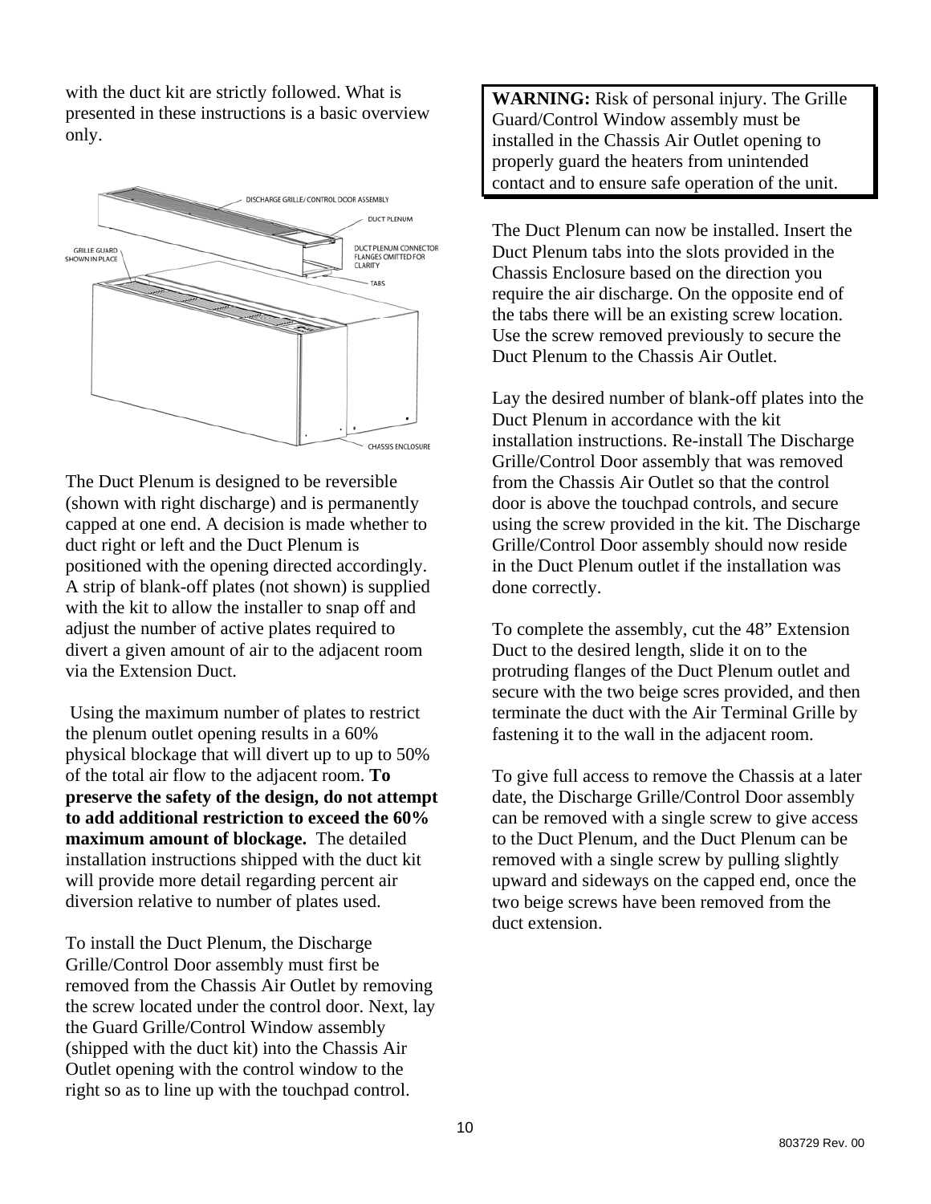with the duct kit are strictly followed. What is presented in these instructions is a basic overview only.

DISCHARGE GRILLE/ CONTROL DOOR ASSEMBLY

DUCT PLENUM

GRILLE GUARD SHOWN IN PLACE

DUCT PLENUM CONNECTOR FLANGES OMITTED FOR CLARITY

TABS

CHASSIS ENCLOSURE

The Duct Plenum is designed to be reversible (shown with right discharge) and is permanently capped at one end. A decision is made whether to duct right or left and the Duct Plenum is positioned with the opening directed accordingly. A strip of blank-off plates (not shown) is supplied with the kit to allow the installer to snap off and adjust the number of active plates required to divert a given amount of air to the adjacent room via the Extension Duct.

Using the maximum number of plates to restrict the plenum outlet opening results in a 60% physical blockage that will divert up to up to 50% of the total air flow to the adjacent room. **To preserve the safety of the design, do not attempt to add additional restriction to exceed the 60% maximum amount of blockage.** The detailed installation instructions shipped with the duct kit will provide more detail regarding percent air diversion relative to number of plates used.

To install the Duct Plenum, the Discharge Grille/Control Door assembly must first be removed from the Chassis Air Outlet by removing the screw located under the control door. Next, lay the Guard Grille/Control Window assembly (shipped with the duct kit) into the Chassis Air Outlet opening with the control window to the right so as to line up with the touchpad control.

**WARNING:** Risk of personal injury. The Grille Guard/Control Window assembly must be installed in the Chassis Air Outlet opening to properly guard the heaters from unintended contact and to ensure safe operation of the unit.

The Duct Plenum can now be installed. Insert the Duct Plenum tabs into the slots provided in the Chassis Enclosure based on the direction you require the air discharge. On the opposite end of the tabs there will be an existing screw location. Use the screw removed previously to secure the Duct Plenum to the Chassis Air Outlet.

Lay the desired number of blank-off plates into the Duct Plenum in accordance with the kit installation instructions. Re-install The Discharge Grille/Control Door assembly that was removed from the Chassis Air Outlet so that the control door is above the touchpad controls, and secure using the screw provided in the kit. The Discharge Grille/Control Door assembly should now reside in the Duct Plenum outlet if the installation was done correctly.

To complete the assembly, cut the 48" Extension Duct to the desired length, slide it on to the protruding flanges of the Duct Plenum outlet and secure with the two beige scres provided, and then terminate the duct with the Air Terminal Grille by fastening it to the wall in the adjacent room.

To give full access to remove the Chassis at a later date, the Discharge Grille/Control Door assembly can be removed with a single screw to give access to the Duct Plenum, and the Duct Plenum can be removed with a single screw by pulling slightly upward and sideways on the capped end, once the two beige screws have been removed from the duct extension.

803729 Rev. 00